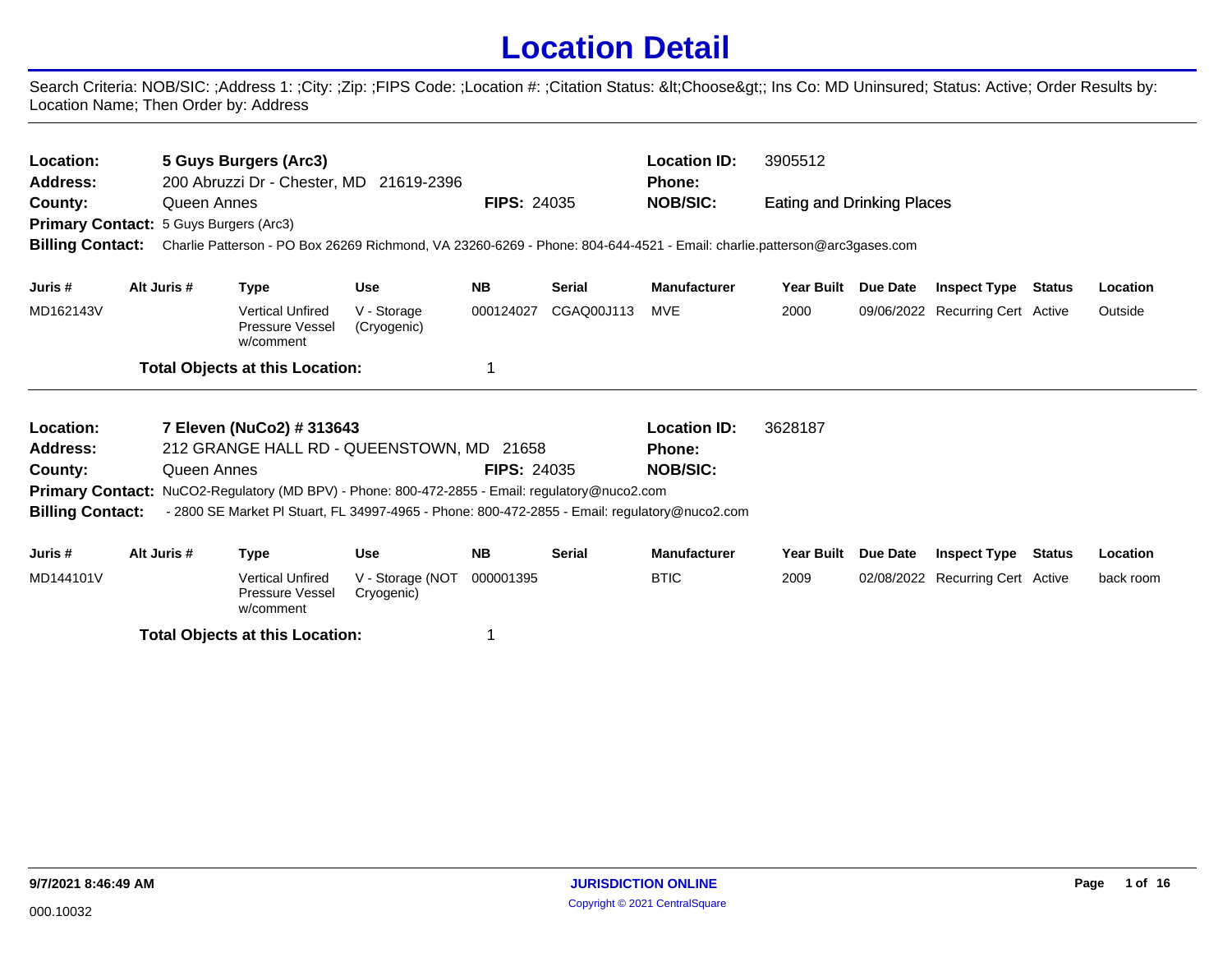# Location Detail

Search Criteria: NOB/SIC: ;Address 1: ;City: ;Zip: ;FIPS Code: ;Location #: ;Citation Status: &lt;Choose&gt;; Ins Co: MD Uninsured; Status: Active; Order Results by: Location Name; Then Order by: Address

---

**Location:** 5 Guys Burgers (Arc3)
**Address:** 200 Abruzzi Dr - Chester, MD 21619-2396
**County:** Queen Annes **FIPS:** 24035
**Primary Contact:** 5 Guys Burgers (Arc3)
**Billing Contact:** Charlie Patterson - PO Box 26269 Richmond, VA 23260-6269 - Phone: 804-644-4521 - Email: charlie.patterson@arc3gases.com

**Location ID:** 3905512
**Phone:**
**NOB/SIC:** Eating and Drinking Places

| Juris # | Alt Juris # | Type | Use | NB | Serial | Manufacturer | Year Built | Due Date | Inspect Type | Status | Location |
|---|---|---|---|---|---|---|---|---|---|---|---|
| MD162143V | | Vertical Unfired Pressure Vessel w/comment | V - Storage (Cryogenic) | 000124027 | CGAQ00J113 | MVE | 2000 | 09/06/2022 | Recurring Cert | Active | Outside |

**Total Objects at this Location:** 1

---

**Location:** 7 Eleven (NuCo2) # 313643
**Address:** 212 GRANGE HALL RD - QUEENSTOWN, MD 21658
**County:** Queen Annes **FIPS:** 24035
**Primary Contact:** NuCO2-Regulatory (MD BPV) - Phone: 800-472-2855 - Email: regulatory@nuco2.com
**Billing Contact:** - 2800 SE Market Pl Stuart, FL 34997-4965 - Phone: 800-472-2855 - Email: regulatory@nuco2.com

**Location ID:** 3628187
**Phone:**
**NOB/SIC:**

| Juris # | Alt Juris # | Type | Use | NB | Serial | Manufacturer | Year Built | Due Date | Inspect Type | Status | Location |
|---|---|---|---|---|---|---|---|---|---|---|---|
| MD144101V | | Vertical Unfired Pressure Vessel w/comment | V - Storage (NOT Cryogenic) | 000001395 | | BTIC | 2009 | 02/08/2022 | Recurring Cert | Active | back room |

**Total Objects at this Location:** 1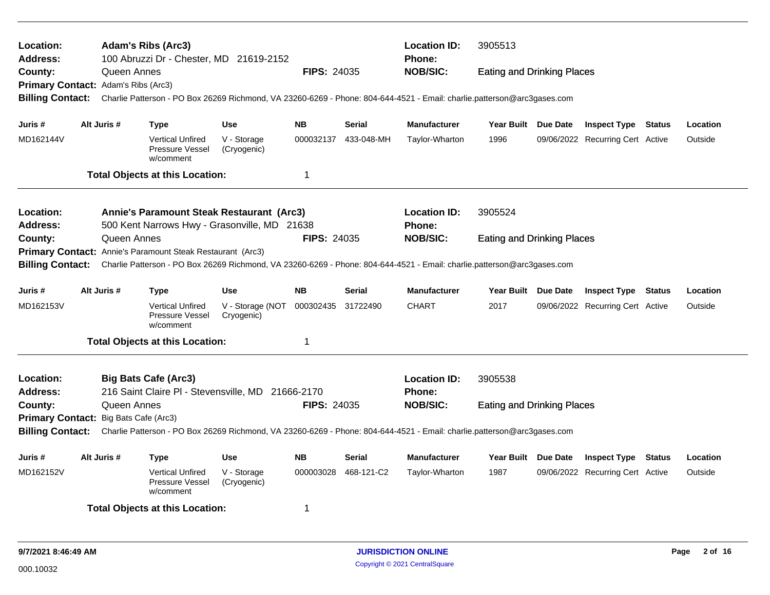**Location:** **Adam's Ribs (Arc3)**
**Address:** 100 Abruzzi Dr - Chester, MD 21619-2152
**County:** Queen Annes
**FIPS:** 24035
**Location ID:** 3905513
**Phone:**
**NOB/SIC:** Eating and Drinking Places
**Primary Contact:** Adam's Ribs (Arc3)
**Billing Contact:** Charlie Patterson - PO Box 26269 Richmond, VA 23260-6269 - Phone: 804-644-4521 - Email: charlie.patterson@arc3gases.com

| Juris # | Alt Juris # | Type | Use | NB | Serial | Manufacturer | Year Built | Due Date | Inspect Type | Status | Location |
|---|---|---|---|---|---|---|---|---|---|---|---|
| MD162144V | | Vertical Unfired Pressure Vessel w/comment | V - Storage (Cryogenic) | 000032137 | 433-048-MH | Taylor-Wharton | 1996 | 09/06/2022 | Recurring Cert | Active | Outside |

**Total Objects at this Location:** 1

---

**Location:** **Annie's Paramount Steak Restaurant (Arc3)**
**Address:** 500 Kent Narrows Hwy - Grasonville, MD 21638
**County:** Queen Annes
**FIPS:** 24035
**Location ID:** 3905524
**Phone:**
**NOB/SIC:** Eating and Drinking Places
**Primary Contact:** Annie's Paramount Steak Restaurant (Arc3)
**Billing Contact:** Charlie Patterson - PO Box 26269 Richmond, VA 23260-6269 - Phone: 804-644-4521 - Email: charlie.patterson@arc3gases.com

| Juris # | Alt Juris # | Type | Use | NB | Serial | Manufacturer | Year Built | Due Date | Inspect Type | Status | Location |
|---|---|---|---|---|---|---|---|---|---|---|---|
| MD162153V | | Vertical Unfired Pressure Vessel w/comment | V - Storage (NOT Cryogenic) | 000302435 | 31722490 | CHART | 2017 | 09/06/2022 | Recurring Cert | Active | Outside |

**Total Objects at this Location:** 1

---

**Location:** **Big Bats Cafe (Arc3)**
**Address:** 216 Saint Claire Pl - Stevensville, MD 21666-2170
**County:** Queen Annes
**FIPS:** 24035
**Location ID:** 3905538
**Phone:**
**NOB/SIC:** Eating and Drinking Places
**Primary Contact:** Big Bats Cafe (Arc3)
**Billing Contact:** Charlie Patterson - PO Box 26269 Richmond, VA 23260-6269 - Phone: 804-644-4521 - Email: charlie.patterson@arc3gases.com

| Juris # | Alt Juris # | Type | Use | NB | Serial | Manufacturer | Year Built | Due Date | Inspect Type | Status | Location |
|---|---|---|---|---|---|---|---|---|---|---|---|
| MD162152V | | Vertical Unfired Pressure Vessel w/comment | V - Storage (Cryogenic) | 000003028 | 468-121-C2 | Taylor-Wharton | 1987 | 09/06/2022 | Recurring Cert | Active | Outside |

**Total Objects at this Location:** 1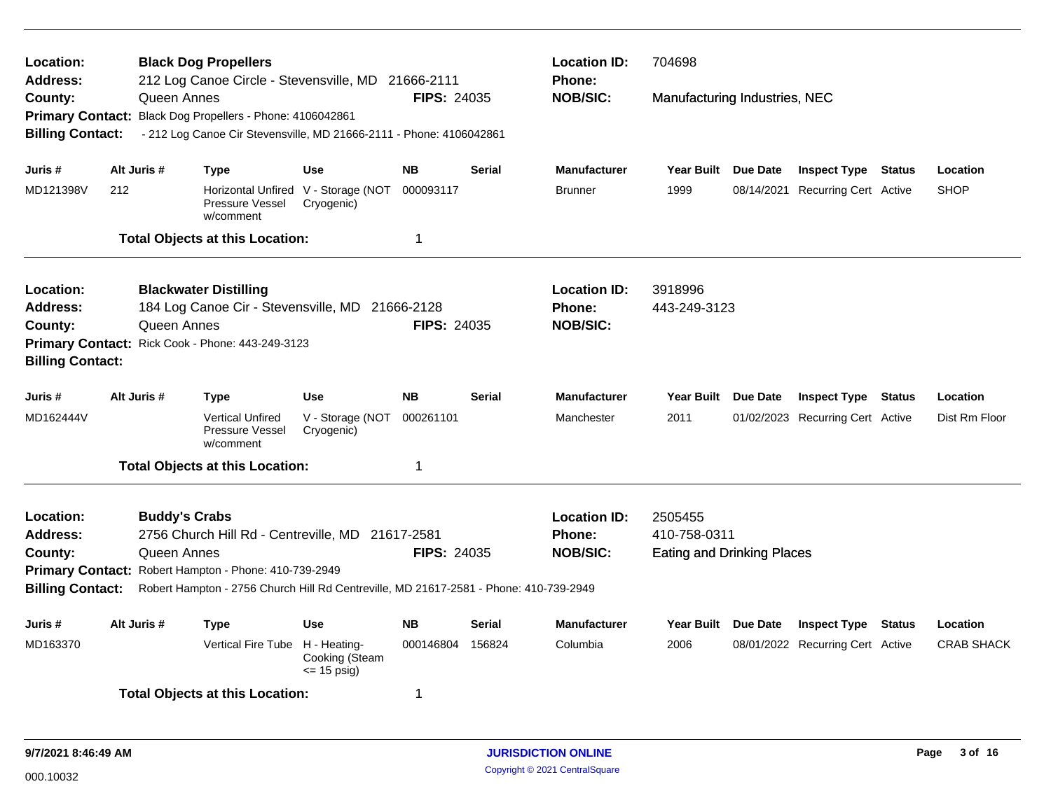| | | | |
|---|---|---|---|
| **Location:** | **Black Dog Propellers** | **Location ID:** | 704698 |
| **Address:** | 212 Log Canoe Circle - Stevensville, MD 21666-2111 | **Phone:** | |
| **County:** | Queen Annes **FIPS:** 24035 | **NOB/SIC:** | Manufacturing Industries, NEC |
| **Primary Contact:** | Black Dog Propellers - Phone: 4106042861 | | |
| **Billing Contact:** | - 212 Log Canoe Cir Stevensville, MD 21666-2111 - Phone: 4106042861 | | |

| Juris # | Alt Juris # | Type | Use | NB | Serial | Manufacturer | Year Built | Due Date | Inspect Type | Status | Location |
|---|---|---|---|---|---|---|---|---|---|---|---|
| MD121398V | 212 | Horizontal Unfired Pressure Vessel w/comment | V - Storage (NOT Cryogenic) | 000093117 | | Brunner | 1999 | 08/14/2021 | Recurring Cert | Active | SHOP |

**Total Objects at this Location:** 1

| | | | |
|---|---|---|---|
| **Location:** | **Blackwater Distilling** | **Location ID:** | 3918996 |
| **Address:** | 184 Log Canoe Cir - Stevensville, MD 21666-2128 | **Phone:** | 443-249-3123 |
| **County:** | Queen Annes **FIPS:** 24035 | **NOB/SIC:** | |
| **Primary Contact:** | Rick Cook - Phone: 443-249-3123 | | |
| **Billing Contact:** | | | |

| Juris # | Alt Juris # | Type | Use | NB | Serial | Manufacturer | Year Built | Due Date | Inspect Type | Status | Location |
|---|---|---|---|---|---|---|---|---|---|---|---|
| MD162444V | | Vertical Unfired Pressure Vessel w/comment | V - Storage (NOT Cryogenic) | 000261101 | | Manchester | 2011 | 01/02/2023 | Recurring Cert | Active | Dist Rm Floor |

**Total Objects at this Location:** 1

| | | | |
|---|---|---|---|
| **Location:** | **Buddy's Crabs** | **Location ID:** | 2505455 |
| **Address:** | 2756 Church Hill Rd - Centreville, MD 21617-2581 | **Phone:** | 410-758-0311 |
| **County:** | Queen Annes **FIPS:** 24035 | **NOB/SIC:** | Eating and Drinking Places |
| **Primary Contact:** | Robert Hampton - Phone: 410-739-2949 | | |
| **Billing Contact:** | Robert Hampton - 2756 Church Hill Rd Centreville, MD 21617-2581 - Phone: 410-739-2949 | | |

| Juris # | Alt Juris # | Type | Use | NB | Serial | Manufacturer | Year Built | Due Date | Inspect Type | Status | Location |
|---|---|---|---|---|---|---|---|---|---|---|---|
| MD163370 | | Vertical Fire Tube | H - Heating-Cooking (Steam <= 15 psig) | 000146804 | 156824 | Columbia | 2006 | 08/01/2022 | Recurring Cert | Active | CRAB SHACK |

**Total Objects at this Location:** 1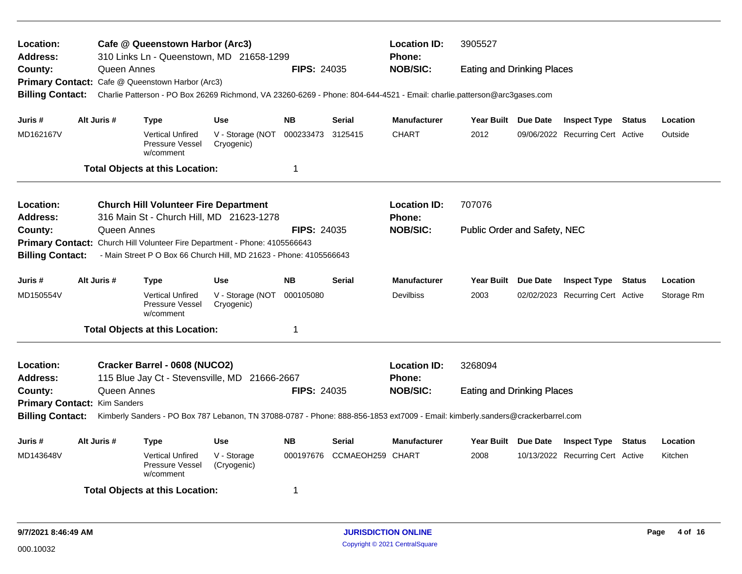**Location:** Cafe @ Queenstown Harbor (Arc3)
**Location ID:** 3905527
**Address:** 310 Links Ln - Queenstown, MD 21658-1299
**Phone:**
**County:** Queen Annes
**FIPS:** 24035
**NOB/SIC:** Eating and Drinking Places
**Primary Contact:** Cafe @ Queenstown Harbor (Arc3)
**Billing Contact:** Charlie Patterson - PO Box 26269 Richmond, VA 23260-6269 - Phone: 804-644-4521 - Email: charlie.patterson@arc3gases.com

| Juris # | Alt Juris # | Type | Use | NB | Serial | Manufacturer | Year Built | Due Date | Inspect Type | Status | Location |
|---|---|---|---|---|---|---|---|---|---|---|---|
| MD162167V | | Vertical Unfired Pressure Vessel w/comment | V - Storage (NOT Cryogenic) | 000233473 | 3125415 | CHART | 2012 | 09/06/2022 | Recurring Cert | Active | Outside |

**Total Objects at this Location:** 1

---

**Location:** Church Hill Volunteer Fire Department
**Location ID:** 707076
**Address:** 316 Main St - Church Hill, MD 21623-1278
**Phone:**
**County:** Queen Annes
**FIPS:** 24035
**NOB/SIC:** Public Order and Safety, NEC
**Primary Contact:** Church Hill Volunteer Fire Department - Phone: 4105566643
**Billing Contact:** - Main Street P O Box 66 Church Hill, MD 21623 - Phone: 4105566643

| Juris # | Alt Juris # | Type | Use | NB | Serial | Manufacturer | Year Built | Due Date | Inspect Type | Status | Location |
|---|---|---|---|---|---|---|---|---|---|---|---|
| MD150554V | | Vertical Unfired Pressure Vessel w/comment | V - Storage (NOT Cryogenic) | 000105080 | | Devilbiss | 2003 | 02/02/2023 | Recurring Cert | Active | Storage Rm |

**Total Objects at this Location:** 1

---

**Location:** Cracker Barrel - 0608 (NUCO2)
**Location ID:** 3268094
**Address:** 115 Blue Jay Ct - Stevensville, MD 21666-2667
**Phone:**
**County:** Queen Annes
**FIPS:** 24035
**NOB/SIC:** Eating and Drinking Places
**Primary Contact:** Kim Sanders
**Billing Contact:** Kimberly Sanders - PO Box 787 Lebanon, TN 37088-0787 - Phone: 888-856-1853 ext7009 - Email: kimberly.sanders@crackerbarrel.com

| Juris # | Alt Juris # | Type | Use | NB | Serial | Manufacturer | Year Built | Due Date | Inspect Type | Status | Location |
|---|---|---|---|---|---|---|---|---|---|---|---|
| MD143648V | | Vertical Unfired Pressure Vessel w/comment | V - Storage (Cryogenic) | 000197676 | CCMAEOH259 | CHART | 2008 | 10/13/2022 | Recurring Cert | Active | Kitchen |

**Total Objects at this Location:** 1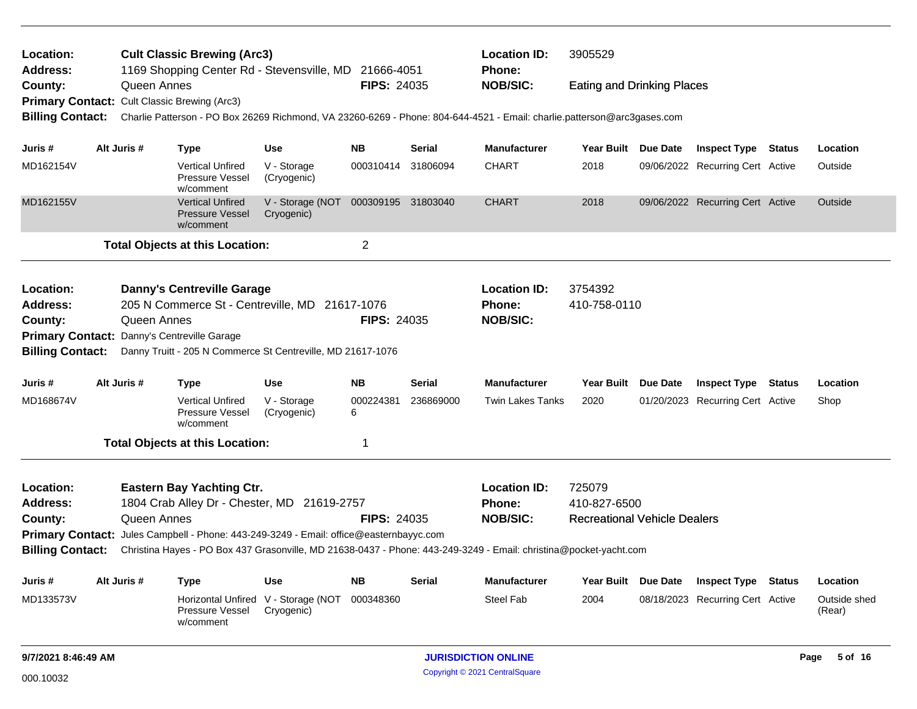**Location:** Cult Classic Brewing (Arc3)
**Address:** 1169 Shopping Center Rd - Stevensville, MD 21666-4051
**County:** Queen Annes **FIPS:** 24035
**Location ID:** 3905529
**Phone:**
**NOB/SIC:** Eating and Drinking Places
**Primary Contact:** Cult Classic Brewing (Arc3)
**Billing Contact:** Charlie Patterson - PO Box 26269 Richmond, VA 23260-6269 - Phone: 804-644-4521 - Email: charlie.patterson@arc3gases.com

| Juris # | Alt Juris # | Type | Use | NB | Serial | Manufacturer | Year Built | Due Date | Inspect Type | Status | Location |
|---|---|---|---|---|---|---|---|---|---|---|---|
| MD162154V | | Vertical Unfired Pressure Vessel w/comment | V - Storage (Cryogenic) | 000310414 | 31806094 | CHART | 2018 | 09/06/2022 | Recurring Cert | Active | Outside |
| MD162155V | | Vertical Unfired Pressure Vessel w/comment | V - Storage (NOT Cryogenic) | 000309195 | 31803040 | CHART | 2018 | 09/06/2022 | Recurring Cert | Active | Outside |

**Total Objects at this Location:** 2

---

**Location:** Danny's Centreville Garage
**Address:** 205 N Commerce St - Centreville, MD 21617-1076
**County:** Queen Annes **FIPS:** 24035
**Location ID:** 3754392
**Phone:** 410-758-0110
**NOB/SIC:**
**Primary Contact:** Danny's Centreville Garage
**Billing Contact:** Danny Truitt - 205 N Commerce St Centreville, MD 21617-1076

| Juris # | Alt Juris # | Type | Use | NB | Serial | Manufacturer | Year Built | Due Date | Inspect Type | Status | Location |
|---|---|---|---|---|---|---|---|---|---|---|---|
| MD168674V | | Vertical Unfired Pressure Vessel w/comment | V - Storage (Cryogenic) | 0002243816 | 236869000 | Twin Lakes Tanks | 2020 | 01/20/2023 | Recurring Cert | Active | Shop |

**Total Objects at this Location:** 1

---

**Location:** Eastern Bay Yachting Ctr.
**Address:** 1804 Crab Alley Dr - Chester, MD 21619-2757
**County:** Queen Annes **FIPS:** 24035
**Location ID:** 725079
**Phone:** 410-827-6500
**NOB/SIC:** Recreational Vehicle Dealers
**Primary Contact:** Jules Campbell - Phone: 443-249-3249 - Email: office@easternbayyc.com
**Billing Contact:** Christina Hayes - PO Box 437 Grasonville, MD 21638-0437 - Phone: 443-249-3249 - Email: christina@pocket-yacht.com

| Juris # | Alt Juris # | Type | Use | NB | Serial | Manufacturer | Year Built | Due Date | Inspect Type | Status | Location |
|---|---|---|---|---|---|---|---|---|---|---|---|
| MD133573V | | Horizontal Unfired Pressure Vessel w/comment | V - Storage (NOT Cryogenic) | 000348360 | | Steel Fab | 2004 | 08/18/2023 | Recurring Cert | Active | Outside shed (Rear) |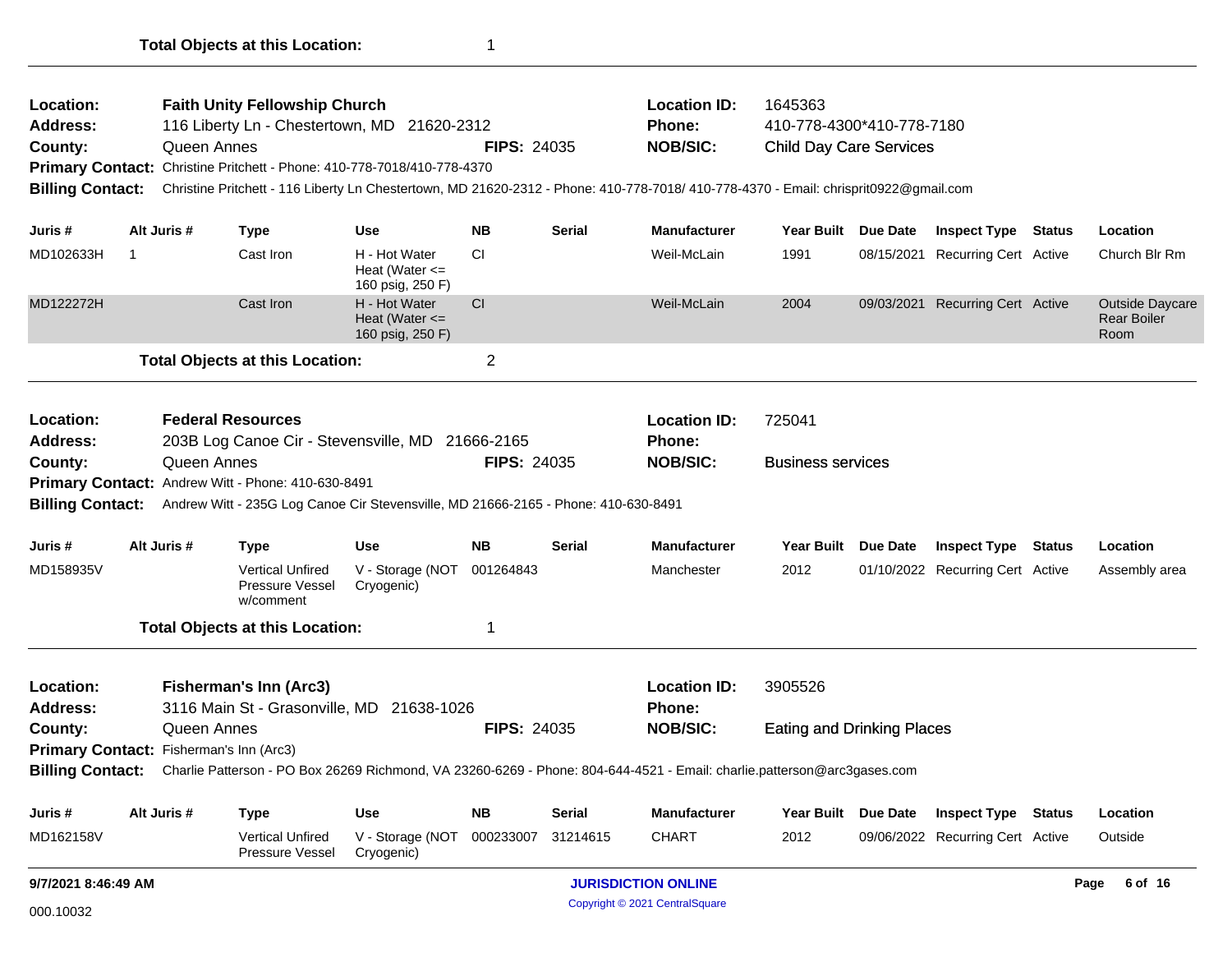**Total Objects at this Location:** 1

---

**Location:** Faith Unity Fellowship Church
**Location ID:** 1645363
**Address:** 116 Liberty Ln - Chestertown, MD 21620-2312
**Phone:** 410-778-4300*410-778-7180
**County:** Queen Annes
**FIPS:** 24035
**NOB/SIC:** Child Day Care Services
**Primary Contact:** Christine Pritchett - Phone: 410-778-7018/410-778-4370
**Billing Contact:** Christine Pritchett - 116 Liberty Ln Chestertown, MD 21620-2312 - Phone: 410-778-7018/ 410-778-4370 - Email: chrisprit0922@gmail.com

| Juris # | Alt Juris # | Type | Use | NB | Serial | Manufacturer | Year Built | Due Date | Inspect Type | Status | Location |
|---|---|---|---|---|---|---|---|---|---|---|---|
| MD102633H | 1 | Cast Iron | H - Hot Water Heat (Water <= 160 psig, 250 F) | CI | | Weil-McLain | 1991 | 08/15/2021 | Recurring Cert | Active | Church Blr Rm |
| MD122272H | | Cast Iron | H - Hot Water Heat (Water <= 160 psig, 250 F) | CI | | Weil-McLain | 2004 | 09/03/2021 | Recurring Cert | Active | Outside Daycare Rear Boiler Room |

**Total Objects at this Location:** 2

---

**Location:** Federal Resources
**Location ID:** 725041
**Address:** 203B Log Canoe Cir - Stevensville, MD 21666-2165
**Phone:**
**County:** Queen Annes
**FIPS:** 24035
**NOB/SIC:** Business services
**Primary Contact:** Andrew Witt - Phone: 410-630-8491
**Billing Contact:** Andrew Witt - 235G Log Canoe Cir Stevensville, MD 21666-2165 - Phone: 410-630-8491

| Juris # | Alt Juris # | Type | Use | NB | Serial | Manufacturer | Year Built | Due Date | Inspect Type | Status | Location |
|---|---|---|---|---|---|---|---|---|---|---|---|
| MD158935V | | Vertical Unfired Pressure Vessel w/comment | V - Storage (NOT Cryogenic) | 001264843 | | Manchester | 2012 | 01/10/2022 | Recurring Cert | Active | Assembly area |

**Total Objects at this Location:** 1

---

**Location:** Fisherman's Inn (Arc3)
**Location ID:** 3905526
**Address:** 3116 Main St - Grasonville, MD 21638-1026
**Phone:**
**County:** Queen Annes
**FIPS:** 24035
**NOB/SIC:** Eating and Drinking Places
**Primary Contact:** Fisherman's Inn (Arc3)
**Billing Contact:** Charlie Patterson - PO Box 26269 Richmond, VA 23260-6269 - Phone: 804-644-4521 - Email: charlie.patterson@arc3gases.com

| Juris # | Alt Juris # | Type | Use | NB | Serial | Manufacturer | Year Built | Due Date | Inspect Type | Status | Location |
|---|---|---|---|---|---|---|---|---|---|---|---|
| MD162158V | | Vertical Unfired Pressure Vessel | V - Storage (NOT Cryogenic) | 000233007 | 31214615 | CHART | 2012 | 09/06/2022 | Recurring Cert | Active | Outside |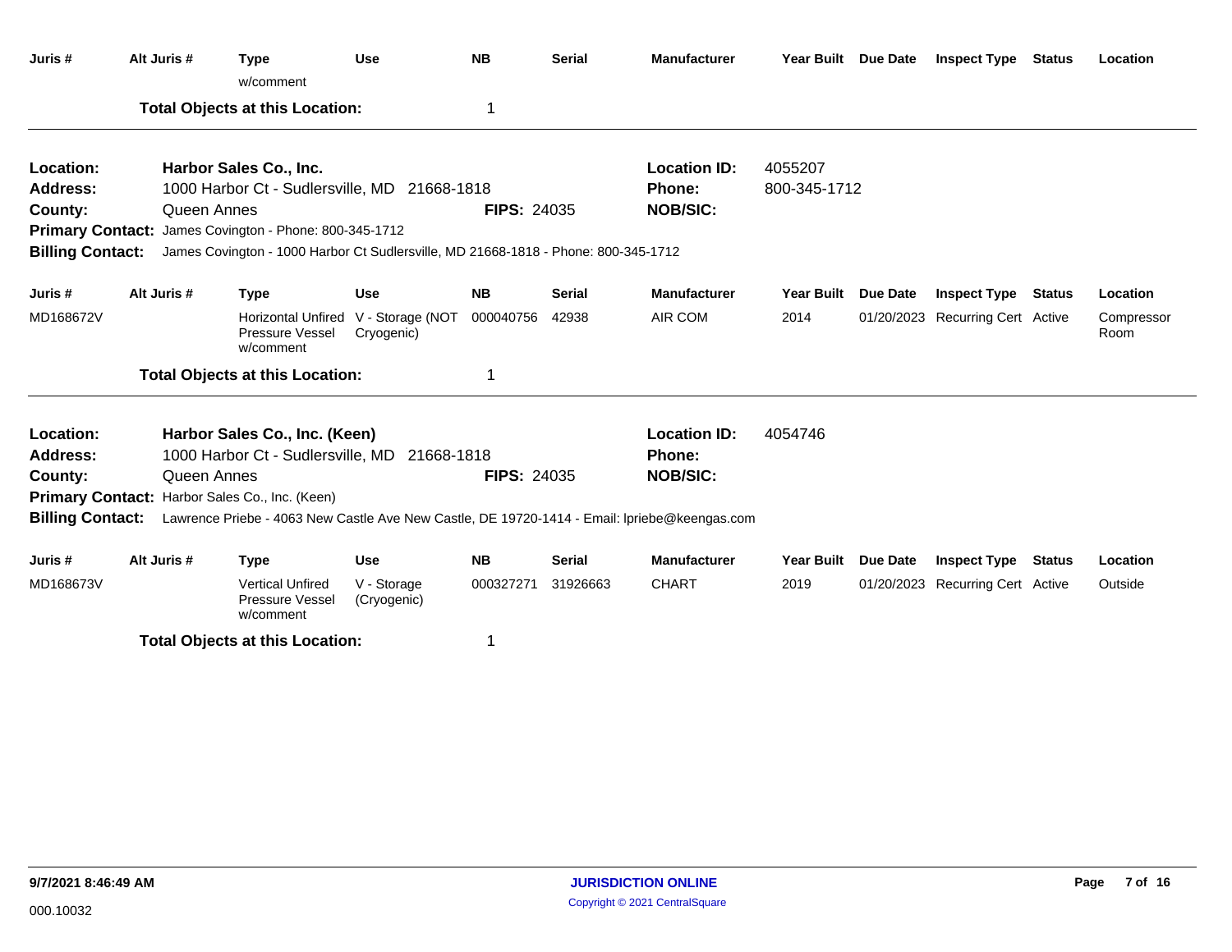| Juris # | Alt Juris # | Type | Use | NB | Serial | Manufacturer | Year Built | Due Date | Inspect Type | Status | Location |
|---|---|---|---|---|---|---|---|---|---|---|---|
| | | w/comment | | | | | | | | | |

**Total Objects at this Location:** 1

---

**Location:** Harbor Sales Co., Inc.
**Location ID:** 4055207
**Address:** 1000 Harbor Ct - Sudlersville, MD 21668-1818
**Phone:** 800-345-1712
**County:** Queen Annes
**FIPS:** 24035
**NOB/SIC:**
**Primary Contact:** James Covington - Phone: 800-345-1712
**Billing Contact:** James Covington - 1000 Harbor Ct Sudlersville, MD 21668-1818 - Phone: 800-345-1712

| Juris # | Alt Juris # | Type | Use | NB | Serial | Manufacturer | Year Built | Due Date | Inspect Type | Status | Location |
|---|---|---|---|---|---|---|---|---|---|---|---|
| MD168672V | | Horizontal Unfired Pressure Vessel w/comment | V - Storage (NOT Cryogenic) | 000040756 | 42938 | AIR COM | 2014 | 01/20/2023 | Recurring Cert | Active | Compressor Room |

**Total Objects at this Location:** 1

---

**Location:** Harbor Sales Co., Inc. (Keen)
**Location ID:** 4054746
**Address:** 1000 Harbor Ct - Sudlersville, MD 21668-1818
**Phone:**
**County:** Queen Annes
**FIPS:** 24035
**NOB/SIC:**
**Primary Contact:** Harbor Sales Co., Inc. (Keen)
**Billing Contact:** Lawrence Priebe - 4063 New Castle Ave New Castle, DE 19720-1414 - Email: lpriebe@keengas.com

| Juris # | Alt Juris # | Type | Use | NB | Serial | Manufacturer | Year Built | Due Date | Inspect Type | Status | Location |
|---|---|---|---|---|---|---|---|---|---|---|---|
| MD168673V | | Vertical Unfired Pressure Vessel w/comment | V - Storage (Cryogenic) | 000327271 | 31926663 | CHART | 2019 | 01/20/2023 | Recurring Cert | Active | Outside |

**Total Objects at this Location:** 1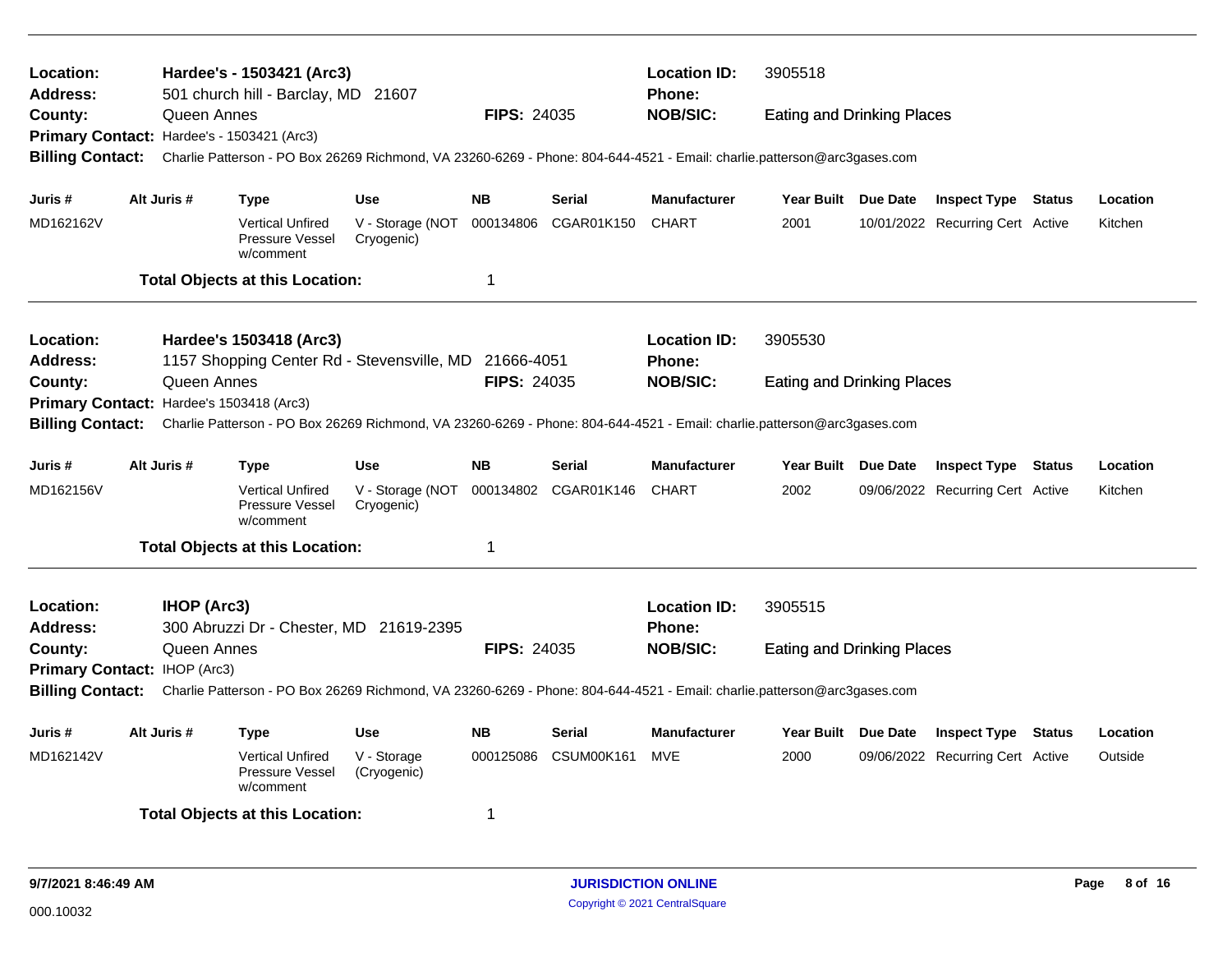**Location:** Hardee's - 1503421 (Arc3) **Location ID:** 3905518
**Address:** 501 church hill - Barclay, MD 21607 **Phone:**
**County:** Queen Annes **FIPS:** 24035 **NOB/SIC:** Eating and Drinking Places
**Primary Contact:** Hardee's - 1503421 (Arc3)
**Billing Contact:** Charlie Patterson - PO Box 26269 Richmond, VA 23260-6269 - Phone: 804-644-4521 - Email: charlie.patterson@arc3gases.com

| Juris # | Alt Juris # | Type | Use | NB | Serial | Manufacturer | Year Built | Due Date | Inspect Type | Status | Location |
|---|---|---|---|---|---|---|---|---|---|---|---|
| MD162162V | | Vertical Unfired Pressure Vessel w/comment | V - Storage (NOT Cryogenic) | 000134806 | CGAR01K150 | CHART | 2001 | 10/01/2022 | Recurring Cert | Active | Kitchen |

**Total Objects at this Location:** 1

---

**Location:** Hardee's 1503418 (Arc3) **Location ID:** 3905530
**Address:** 1157 Shopping Center Rd - Stevensville, MD 21666-4051 **Phone:**
**County:** Queen Annes **FIPS:** 24035 **NOB/SIC:** Eating and Drinking Places
**Primary Contact:** Hardee's 1503418 (Arc3)
**Billing Contact:** Charlie Patterson - PO Box 26269 Richmond, VA 23260-6269 - Phone: 804-644-4521 - Email: charlie.patterson@arc3gases.com

| Juris # | Alt Juris # | Type | Use | NB | Serial | Manufacturer | Year Built | Due Date | Inspect Type | Status | Location |
|---|---|---|---|---|---|---|---|---|---|---|---|
| MD162156V | | Vertical Unfired Pressure Vessel w/comment | V - Storage (NOT Cryogenic) | 000134802 | CGAR01K146 | CHART | 2002 | 09/06/2022 | Recurring Cert | Active | Kitchen |

**Total Objects at this Location:** 1

---

**Location:** IHOP (Arc3) **Location ID:** 3905515
**Address:** 300 Abruzzi Dr - Chester, MD 21619-2395 **Phone:**
**County:** Queen Annes **FIPS:** 24035 **NOB/SIC:** Eating and Drinking Places
**Primary Contact:** IHOP (Arc3)
**Billing Contact:** Charlie Patterson - PO Box 26269 Richmond, VA 23260-6269 - Phone: 804-644-4521 - Email: charlie.patterson@arc3gases.com

| Juris # | Alt Juris # | Type | Use | NB | Serial | Manufacturer | Year Built | Due Date | Inspect Type | Status | Location |
|---|---|---|---|---|---|---|---|---|---|---|---|
| MD162142V | | Vertical Unfired Pressure Vessel w/comment | V - Storage (Cryogenic) | 000125086 | CSUM00K161 | MVE | 2000 | 09/06/2022 | Recurring Cert | Active | Outside |

**Total Objects at this Location:** 1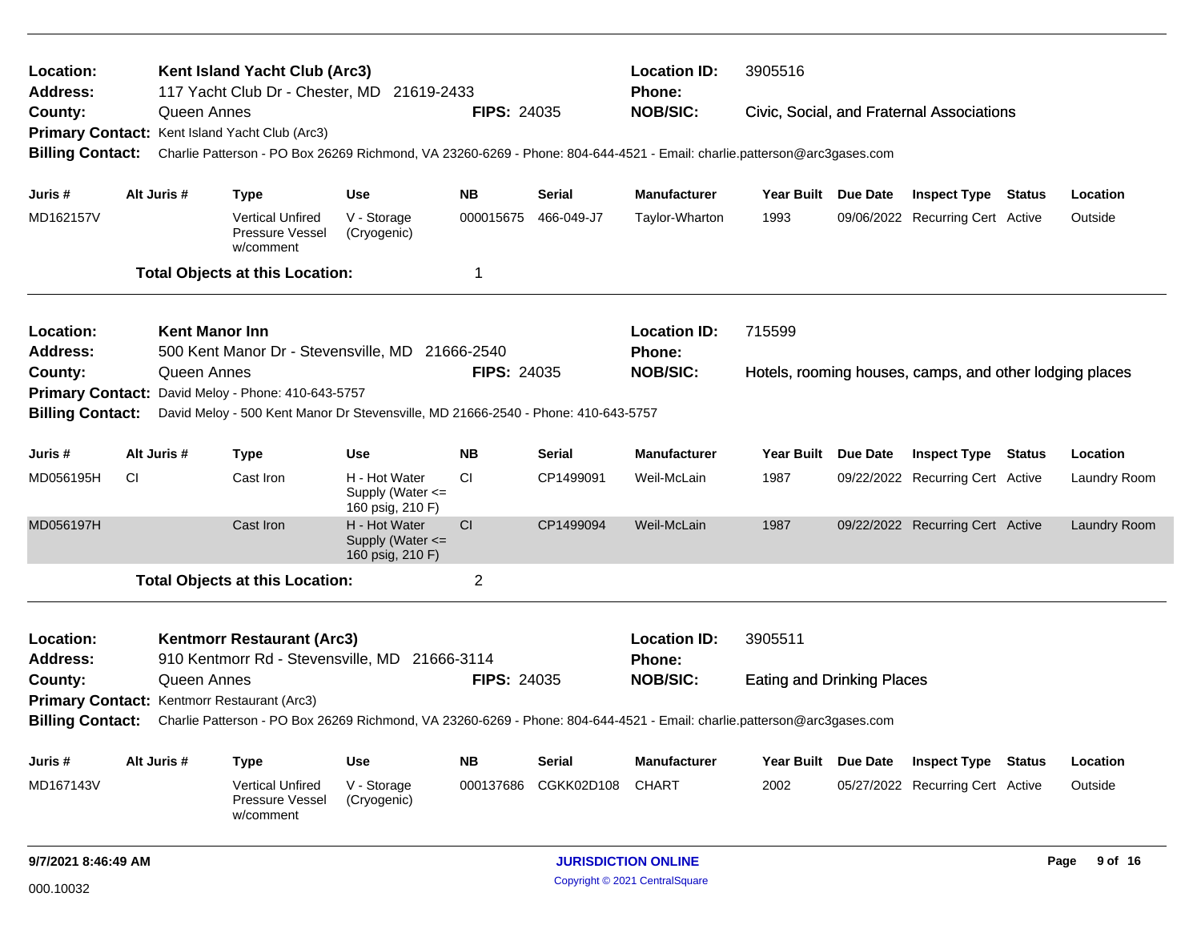**Location:** Kent Island Yacht Club (Arc3)
**Address:** 117 Yacht Club Dr - Chester, MD 21619-2433
**County:** Queen Annes
**FIPS:** 24035
**Location ID:** 3905516
**Phone:**
**NOB/SIC:** Civic, Social, and Fraternal Associations
**Primary Contact:** Kent Island Yacht Club (Arc3)
**Billing Contact:** Charlie Patterson - PO Box 26269 Richmond, VA 23260-6269 - Phone: 804-644-4521 - Email: charlie.patterson@arc3gases.com

| Juris # | Alt Juris # | Type | Use | NB | Serial | Manufacturer | Year Built | Due Date | Inspect Type | Status | Location |
|---|---|---|---|---|---|---|---|---|---|---|---|
| MD162157V | | Vertical Unfired Pressure Vessel w/comment | V - Storage (Cryogenic) | 000015675 | 466-049-J7 | Taylor-Wharton | 1993 | 09/06/2022 | Recurring Cert | Active | Outside |

**Total Objects at this Location:** 1

---

**Location:** Kent Manor Inn
**Address:** 500 Kent Manor Dr - Stevensville, MD 21666-2540
**County:** Queen Annes
**FIPS:** 24035
**Location ID:** 715599
**Phone:**
**NOB/SIC:** Hotels, rooming houses, camps, and other lodging places
**Primary Contact:** David Meloy - Phone: 410-643-5757
**Billing Contact:** David Meloy - 500 Kent Manor Dr Stevensville, MD 21666-2540 - Phone: 410-643-5757

| Juris # | Alt Juris # | Type | Use | NB | Serial | Manufacturer | Year Built | Due Date | Inspect Type | Status | Location |
|---|---|---|---|---|---|---|---|---|---|---|---|
| MD056195H | CI | Cast Iron | H - Hot Water Supply (Water <= 160 psig, 210 F) | CI | CP1499091 | Weil-McLain | 1987 | 09/22/2022 | Recurring Cert | Active | Laundry Room |
| MD056197H | | Cast Iron | H - Hot Water Supply (Water <= 160 psig, 210 F) | CI | CP1499094 | Weil-McLain | 1987 | 09/22/2022 | Recurring Cert | Active | Laundry Room |

**Total Objects at this Location:** 2

---

**Location:** Kentmorr Restaurant (Arc3)
**Address:** 910 Kentmorr Rd - Stevensville, MD 21666-3114
**County:** Queen Annes
**FIPS:** 24035
**Location ID:** 3905511
**Phone:**
**NOB/SIC:** Eating and Drinking Places
**Primary Contact:** Kentmorr Restaurant (Arc3)
**Billing Contact:** Charlie Patterson - PO Box 26269 Richmond, VA 23260-6269 - Phone: 804-644-4521 - Email: charlie.patterson@arc3gases.com

| Juris # | Alt Juris # | Type | Use | NB | Serial | Manufacturer | Year Built | Due Date | Inspect Type | Status | Location |
|---|---|---|---|---|---|---|---|---|---|---|---|
| MD167143V | | Vertical Unfired Pressure Vessel w/comment | V - Storage (Cryogenic) | 000137686 | CGKK02D108 | CHART | 2002 | 05/27/2022 | Recurring Cert | Active | Outside |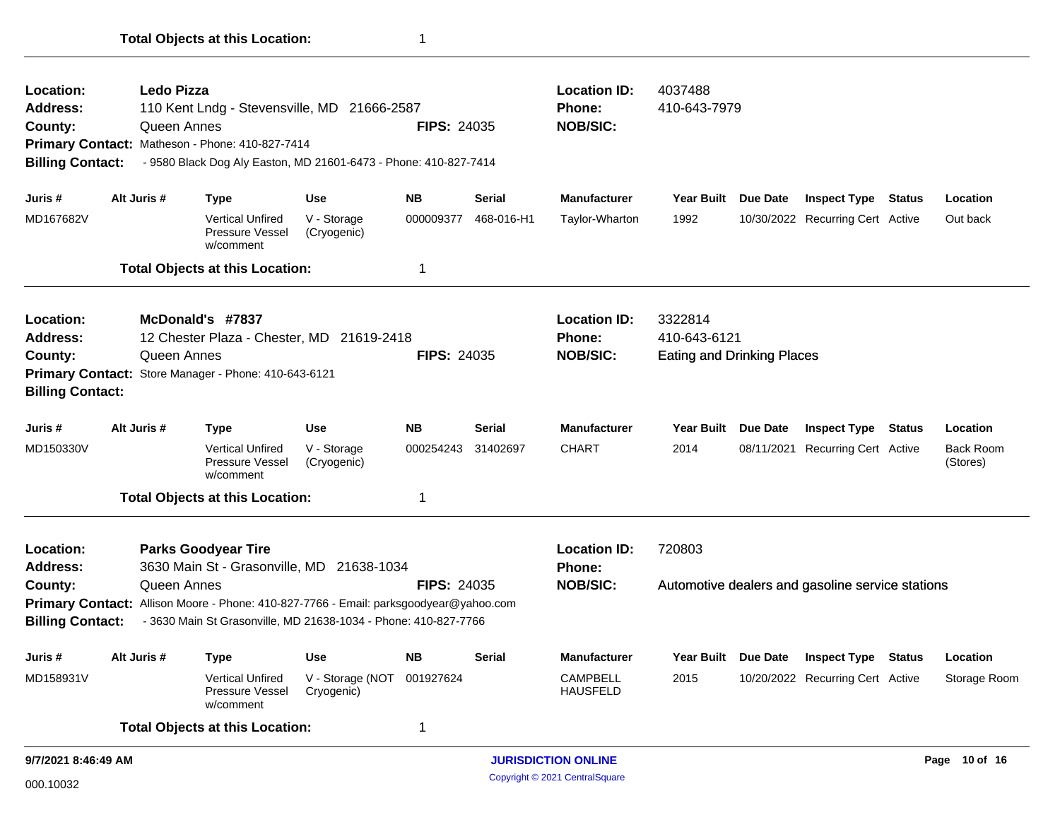**Total Objects at this Location:** 1

---

**Location:** Ledo Pizza
**Address:** 110 Kent Lndg - Stevensville, MD 21666-2587
**County:** Queen Annes **FIPS:** 24035
**Primary Contact:** Matheson - Phone: 410-827-7414
**Billing Contact:** - 9580 Black Dog Aly Easton, MD 21601-6473 - Phone: 410-827-7414
**Location ID:** 4037488
**Phone:** 410-643-7979
**NOB/SIC:**

| Juris # | Alt Juris # | Type | Use | NB | Serial | Manufacturer | Year Built | Due Date | Inspect Type | Status | Location |
|---|---|---|---|---|---|---|---|---|---|---|---|
| MD167682V | | Vertical Unfired Pressure Vessel w/comment | V - Storage (Cryogenic) | 000009377 | 468-016-H1 | Taylor-Wharton | 1992 | 10/30/2022 | Recurring Cert | Active | Out back |

**Total Objects at this Location:** 1

---

**Location:** McDonald's #7837
**Address:** 12 Chester Plaza - Chester, MD 21619-2418
**County:** Queen Annes **FIPS:** 24035
**Primary Contact:** Store Manager - Phone: 410-643-6121
**Billing Contact:**
**Location ID:** 3322814
**Phone:** 410-643-6121
**NOB/SIC:** Eating and Drinking Places

| Juris # | Alt Juris # | Type | Use | NB | Serial | Manufacturer | Year Built | Due Date | Inspect Type | Status | Location |
|---|---|---|---|---|---|---|---|---|---|---|---|
| MD150330V | | Vertical Unfired Pressure Vessel w/comment | V - Storage (Cryogenic) | 000254243 | 31402697 | CHART | 2014 | 08/11/2021 | Recurring Cert | Active | Back Room (Stores) |

**Total Objects at this Location:** 1

---

**Location:** Parks Goodyear Tire
**Address:** 3630 Main St - Grasonville, MD 21638-1034
**County:** Queen Annes **FIPS:** 24035
**Primary Contact:** Allison Moore - Phone: 410-827-7766 - Email: parksgoodyear@yahoo.com
**Billing Contact:** - 3630 Main St Grasonville, MD 21638-1034 - Phone: 410-827-7766
**Location ID:** 720803
**Phone:**
**NOB/SIC:** Automotive dealers and gasoline service stations

| Juris # | Alt Juris # | Type | Use | NB | Serial | Manufacturer | Year Built | Due Date | Inspect Type | Status | Location |
|---|---|---|---|---|---|---|---|---|---|---|---|
| MD158931V | | Vertical Unfired Pressure Vessel w/comment | V - Storage (NOT Cryogenic) | 001927624 | | CAMPBELL HAUSFELD | 2015 | 10/20/2022 | Recurring Cert | Active | Storage Room |

**Total Objects at this Location:** 1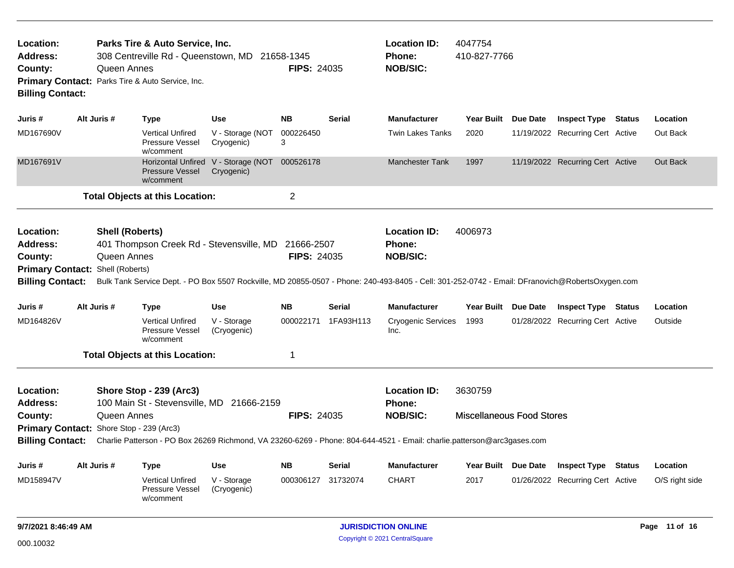**Location:** Parks Tire & Auto Service, Inc.
**Address:** 308 Centreville Rd - Queenstown, MD 21658-1345
**County:** Queen Annes
**FIPS:** 24035
**Location ID:** 4047754
**Phone:** 410-827-7766
**NOB/SIC:**
**Primary Contact:** Parks Tire & Auto Service, Inc.
**Billing Contact:**

| Juris # | Alt Juris # | Type | Use | NB | Serial | Manufacturer | Year Built | Due Date | Inspect Type | Status | Location |
|---|---|---|---|---|---|---|---|---|---|---|---|
| MD167690V | | Vertical Unfired Pressure Vessel w/comment | V - Storage (NOT Cryogenic) | 0002264503 | | Twin Lakes Tanks | 2020 | 11/19/2022 | Recurring Cert | Active | Out Back |
| MD167691V | | Horizontal Unfired Pressure Vessel w/comment | V - Storage (NOT Cryogenic) | 000526178 | | Manchester Tank | 1997 | 11/19/2022 | Recurring Cert | Active | Out Back |

**Total Objects at this Location:** 2

**Location:** Shell (Roberts)
**Address:** 401 Thompson Creek Rd - Stevensville, MD 21666-2507
**County:** Queen Annes
**FIPS:** 24035
**Location ID:** 4006973
**Phone:**
**NOB/SIC:**
**Primary Contact:** Shell (Roberts)
**Billing Contact:** Bulk Tank Service Dept. - PO Box 5507 Rockville, MD 20855-0507 - Phone: 240-493-8405 - Cell: 301-252-0742 - Email: DFranovich@RobertsOxygen.com

| Juris # | Alt Juris # | Type | Use | NB | Serial | Manufacturer | Year Built | Due Date | Inspect Type | Status | Location |
|---|---|---|---|---|---|---|---|---|---|---|---|
| MD164826V | | Vertical Unfired Pressure Vessel w/comment | V - Storage (Cryogenic) | 000022171 | 1FA93H113 | Cryogenic Services Inc. | 1993 | 01/28/2022 | Recurring Cert | Active | Outside |

**Total Objects at this Location:** 1

**Location:** Shore Stop - 239 (Arc3)
**Address:** 100 Main St - Stevensville, MD 21666-2159
**County:** Queen Annes
**FIPS:** 24035
**Location ID:** 3630759
**Phone:**
**NOB/SIC:** Miscellaneous Food Stores
**Primary Contact:** Shore Stop - 239 (Arc3)
**Billing Contact:** Charlie Patterson - PO Box 26269 Richmond, VA 23260-6269 - Phone: 804-644-4521 - Email: charlie.patterson@arc3gases.com

| Juris # | Alt Juris # | Type | Use | NB | Serial | Manufacturer | Year Built | Due Date | Inspect Type | Status | Location |
|---|---|---|---|---|---|---|---|---|---|---|---|
| MD158947V | | Vertical Unfired Pressure Vessel w/comment | V - Storage (Cryogenic) | 000306127 | 31732074 | CHART | 2017 | 01/26/2022 | Recurring Cert | Active | O/S right side |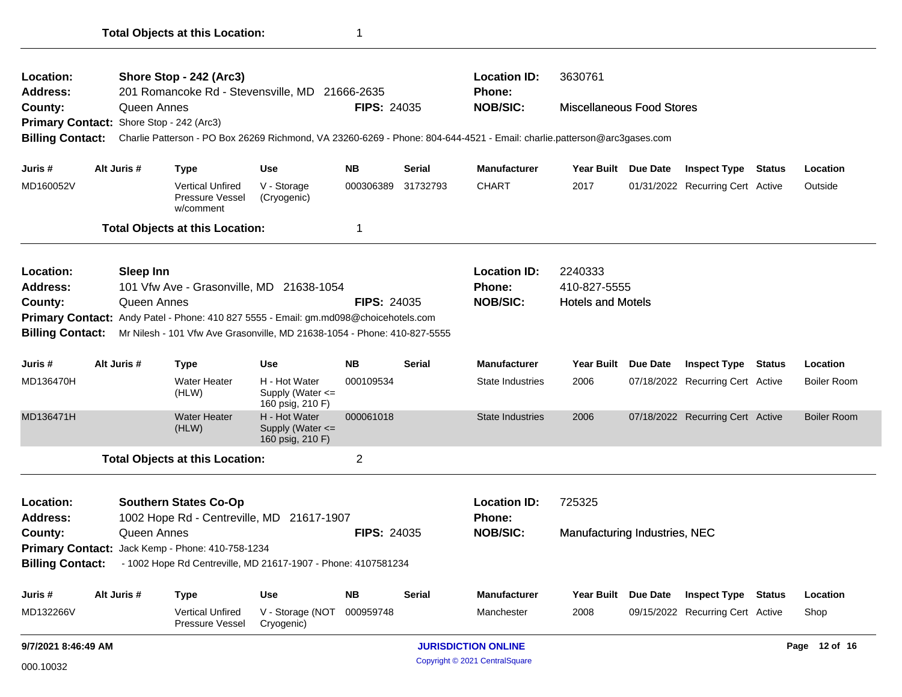**Total Objects at this Location:** 1

---

**Location:** Shore Stop - 242 (Arc3)
**Location ID:** 3630761
**Address:** 201 Romancoke Rd - Stevensville, MD 21666-2635
**Phone:**
**County:** Queen Annes
**FIPS:** 24035
**NOB/SIC:** Miscellaneous Food Stores
**Primary Contact:** Shore Stop - 242 (Arc3)
**Billing Contact:** Charlie Patterson - PO Box 26269 Richmond, VA 23260-6269 - Phone: 804-644-4521 - Email: charlie.patterson@arc3gases.com

| Juris # | Alt Juris # | Type | Use | NB | Serial | Manufacturer | Year Built | Due Date | Inspect Type | Status | Location |
|---|---|---|---|---|---|---|---|---|---|---|---|
| MD160052V | | Vertical Unfired Pressure Vessel w/comment | V - Storage (Cryogenic) | 000306389 | 31732793 | CHART | 2017 | 01/31/2022 | Recurring Cert | Active | Outside |

**Total Objects at this Location:** 1

---

**Location:** Sleep Inn
**Location ID:** 2240333
**Address:** 101 Vfw Ave - Grasonville, MD 21638-1054
**Phone:** 410-827-5555
**County:** Queen Annes
**FIPS:** 24035
**NOB/SIC:** Hotels and Motels
**Primary Contact:** Andy Patel - Phone: 410 827 5555 - Email: gm.md098@choicehotels.com
**Billing Contact:** Mr Nilesh - 101 Vfw Ave Grasonville, MD 21638-1054 - Phone: 410-827-5555

| Juris # | Alt Juris # | Type | Use | NB | Serial | Manufacturer | Year Built | Due Date | Inspect Type | Status | Location |
|---|---|---|---|---|---|---|---|---|---|---|---|
| MD136470H | | Water Heater (HLW) | H - Hot Water Supply (Water <= 160 psig, 210 F) | 000109534 | | State Industries | 2006 | 07/18/2022 | Recurring Cert | Active | Boiler Room |
| MD136471H | | Water Heater (HLW) | H - Hot Water Supply (Water <= 160 psig, 210 F) | 000061018 | | State Industries | 2006 | 07/18/2022 | Recurring Cert | Active | Boiler Room |

**Total Objects at this Location:** 2

---

**Location:** Southern States Co-Op
**Location ID:** 725325
**Address:** 1002 Hope Rd - Centreville, MD 21617-1907
**Phone:**
**County:** Queen Annes
**FIPS:** 24035
**NOB/SIC:** Manufacturing Industries, NEC
**Primary Contact:** Jack Kemp - Phone: 410-758-1234
**Billing Contact:** - 1002 Hope Rd Centreville, MD 21617-1907 - Phone: 4107581234

| Juris # | Alt Juris # | Type | Use | NB | Serial | Manufacturer | Year Built | Due Date | Inspect Type | Status | Location |
|---|---|---|---|---|---|---|---|---|---|---|---|
| MD132266V | | Vertical Unfired Pressure Vessel | V - Storage (NOT Cryogenic) | 000959748 | | Manchester | 2008 | 09/15/2022 | Recurring Cert | Active | Shop |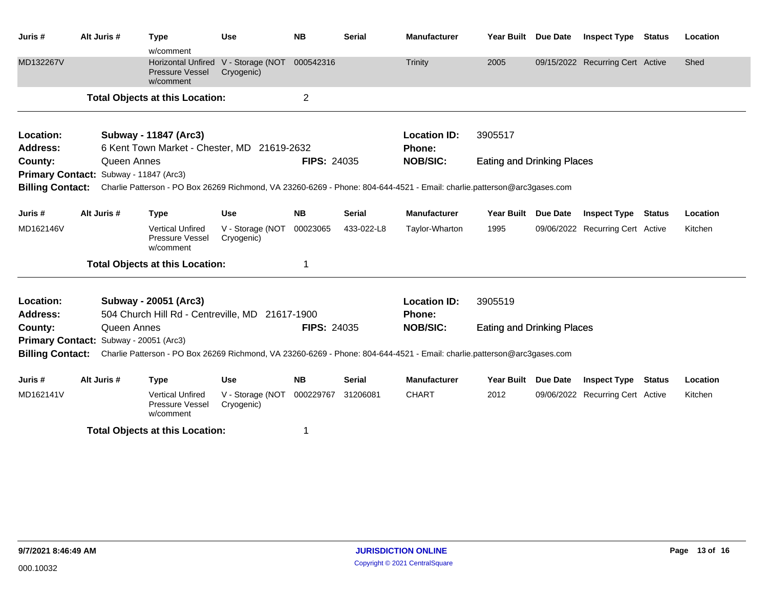| Juris # | Alt Juris # | Type | Use | NB | Serial | Manufacturer | Year Built | Due Date | Inspect Type | Status | Location |
|---|---|---|---|---|---|---|---|---|---|---|---|
| | | w/comment | | | | | | | | | |
| MD132267V | | Horizontal Unfired Pressure Vessel w/comment | V - Storage (NOT Cryogenic) | 000542316 | | Trinity | 2005 | 09/15/2022 | Recurring Cert | Active | Shed |

**Total Objects at this Location:** 2

---

**Location:** **Subway - 11847 (Arc3)**
**Location ID:** 3905517
**Address:** 6 Kent Town Market - Chester, MD 21619-2632
**Phone:**
**County:** Queen Annes
**FIPS:** 24035
**NOB/SIC:** Eating and Drinking Places
**Primary Contact:** Subway - 11847 (Arc3)
**Billing Contact:** Charlie Patterson - PO Box 26269 Richmond, VA 23260-6269 - Phone: 804-644-4521 - Email: charlie.patterson@arc3gases.com

| Juris # | Alt Juris # | Type | Use | NB | Serial | Manufacturer | Year Built | Due Date | Inspect Type | Status | Location |
|---|---|---|---|---|---|---|---|---|---|---|---|
| MD162146V | | Vertical Unfired Pressure Vessel w/comment | V - Storage (NOT Cryogenic) | 00023065 | 433-022-L8 | Taylor-Wharton | 1995 | 09/06/2022 | Recurring Cert | Active | Kitchen |

**Total Objects at this Location:** 1

---

**Location:** **Subway - 20051 (Arc3)**
**Location ID:** 3905519
**Address:** 504 Church Hill Rd - Centreville, MD 21617-1900
**Phone:**
**County:** Queen Annes
**FIPS:** 24035
**NOB/SIC:** Eating and Drinking Places
**Primary Contact:** Subway - 20051 (Arc3)
**Billing Contact:** Charlie Patterson - PO Box 26269 Richmond, VA 23260-6269 - Phone: 804-644-4521 - Email: charlie.patterson@arc3gases.com

| Juris # | Alt Juris # | Type | Use | NB | Serial | Manufacturer | Year Built | Due Date | Inspect Type | Status | Location |
|---|---|---|---|---|---|---|---|---|---|---|---|
| MD162141V | | Vertical Unfired Pressure Vessel w/comment | V - Storage (NOT Cryogenic) | 000229767 | 31206081 | CHART | 2012 | 09/06/2022 | Recurring Cert | Active | Kitchen |

**Total Objects at this Location:** 1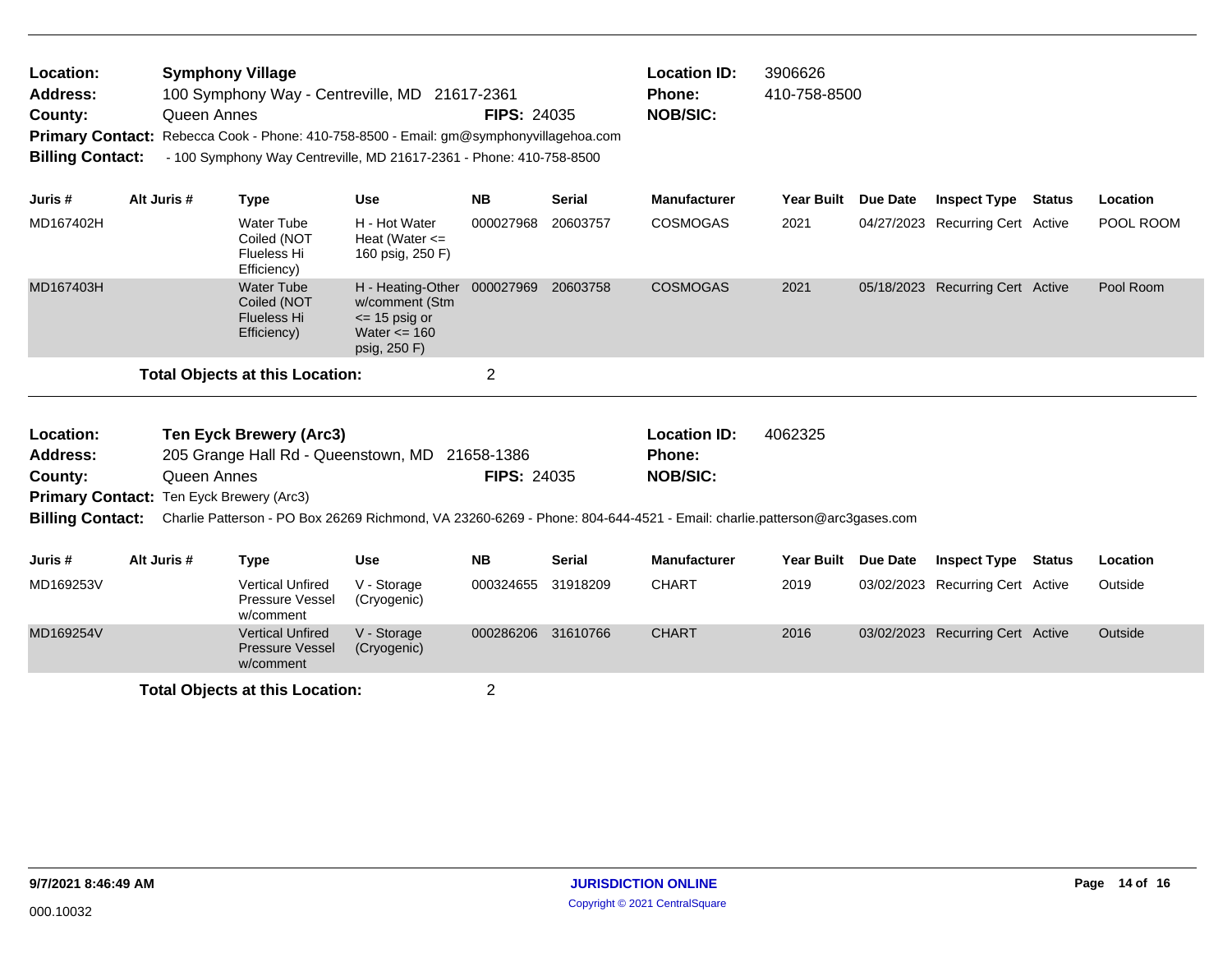**Location:** Symphony Village
**Address:** 100 Symphony Way - Centreville, MD 21617-2361
**County:** Queen Annes **FIPS:** 24035
**Primary Contact:** Rebecca Cook - Phone: 410-758-8500 - Email: gm@symphonyvillagehoa.com
**Billing Contact:** - 100 Symphony Way Centreville, MD 21617-2361 - Phone: 410-758-8500

**Location ID:** 3906626
**Phone:** 410-758-8500
**NOB/SIC:**

| Juris # | Alt Juris # | Type | Use | NB | Serial | Manufacturer | Year Built | Due Date | Inspect Type | Status | Location |
|---|---|---|---|---|---|---|---|---|---|---|---|
| MD167402H | | Water Tube Coiled (NOT Flueless Hi Efficiency) | H - Hot Water Heat (Water <= 160 psig, 250 F) | 000027968 | 20603757 | COSMOGAS | 2021 | 04/27/2023 | Recurring Cert | Active | POOL ROOM |
| MD167403H | | Water Tube Coiled (NOT Flueless Hi Efficiency) | H - Heating-Other w/comment (Stm <= 15 psig or Water <= 160 psig, 250 F) | 000027969 | 20603758 | COSMOGAS | 2021 | 05/18/2023 | Recurring Cert | Active | Pool Room |

**Total Objects at this Location:** 2

---

**Location:** Ten Eyck Brewery (Arc3)
**Address:** 205 Grange Hall Rd - Queenstown, MD 21658-1386
**County:** Queen Annes **FIPS:** 24035
**Primary Contact:** Ten Eyck Brewery (Arc3)
**Billing Contact:** Charlie Patterson - PO Box 26269 Richmond, VA 23260-6269 - Phone: 804-644-4521 - Email: charlie.patterson@arc3gases.com

**Location ID:** 4062325
**Phone:**
**NOB/SIC:**

| Juris # | Alt Juris # | Type | Use | NB | Serial | Manufacturer | Year Built | Due Date | Inspect Type | Status | Location |
|---|---|---|---|---|---|---|---|---|---|---|---|
| MD169253V | | Vertical Unfired Pressure Vessel w/comment | V - Storage (Cryogenic) | 000324655 | 31918209 | CHART | 2019 | 03/02/2023 | Recurring Cert | Active | Outside |
| MD169254V | | Vertical Unfired Pressure Vessel w/comment | V - Storage (Cryogenic) | 000286206 | 31610766 | CHART | 2016 | 03/02/2023 | Recurring Cert | Active | Outside |

**Total Objects at this Location:** 2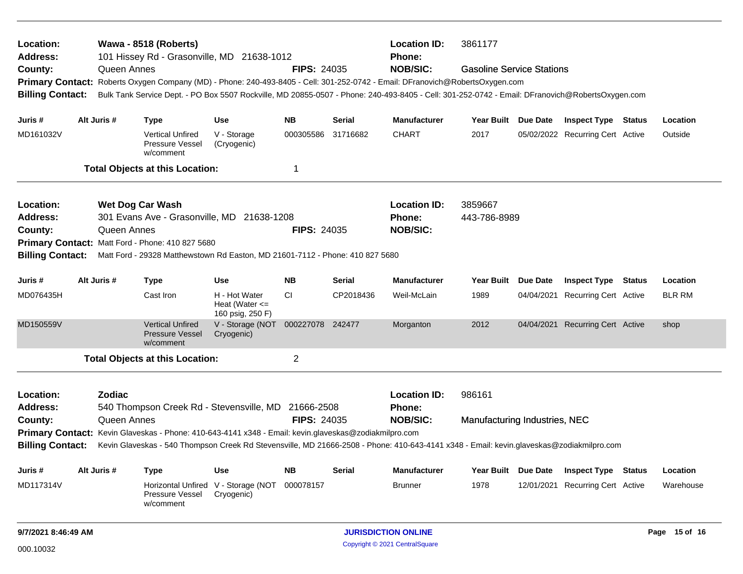**Location:** Wawa - 8518 (Roberts) **Location ID:** 3861177
**Address:** 101 Hissey Rd - Grasonville, MD 21638-1012 **Phone:**
**County:** Queen Annes **FIPS:** 24035 **NOB/SIC:** Gasoline Service Stations
**Primary Contact:** Roberts Oxygen Company (MD) - Phone: 240-493-8405 - Cell: 301-252-0742 - Email: DFranovich@RobertsOxygen.com
**Billing Contact:** Bulk Tank Service Dept. - PO Box 5507 Rockville, MD 20855-0507 - Phone: 240-493-8405 - Cell: 301-252-0742 - Email: DFranovich@RobertsOxygen.com

| Juris # | Alt Juris # | Type | Use | NB | Serial | Manufacturer | Year Built | Due Date | Inspect Type | Status | Location |
|---|---|---|---|---|---|---|---|---|---|---|---|
| MD161032V | | Vertical Unfired Pressure Vessel w/comment | V - Storage (Cryogenic) | 000305586 | 31716682 | CHART | 2017 | 05/02/2022 | Recurring Cert | Active | Outside |

**Total Objects at this Location:** 1

---

**Location:** Wet Dog Car Wash **Location ID:** 3859667
**Address:** 301 Evans Ave - Grasonville, MD 21638-1208 **Phone:** 443-786-8989
**County:** Queen Annes **FIPS:** 24035 **NOB/SIC:**
**Primary Contact:** Matt Ford - Phone: 410 827 5680
**Billing Contact:** Matt Ford - 29328 Matthewstown Rd Easton, MD 21601-7112 - Phone: 410 827 5680

| Juris # | Alt Juris # | Type | Use | NB | Serial | Manufacturer | Year Built | Due Date | Inspect Type | Status | Location |
|---|---|---|---|---|---|---|---|---|---|---|---|
| MD076435H | | Cast Iron | H - Hot Water Heat (Water <= 160 psig, 250 F) | CI | CP2018436 | Weil-McLain | 1989 | 04/04/2021 | Recurring Cert | Active | BLR RM |
| MD150559V | | Vertical Unfired Pressure Vessel w/comment | V - Storage (NOT Cryogenic) | 000227078 | 242477 | Morganton | 2012 | 04/04/2021 | Recurring Cert | Active | shop |

**Total Objects at this Location:** 2

---

**Location:** Zodiac **Location ID:** 986161
**Address:** 540 Thompson Creek Rd - Stevensville, MD 21666-2508 **Phone:**
**County:** Queen Annes **FIPS:** 24035 **NOB/SIC:** Manufacturing Industries, NEC
**Primary Contact:** Kevin Glaveskas - Phone: 410-643-4141 x348 - Email: kevin.glaveskas@zodiakmilpro.com
**Billing Contact:** Kevin Glaveskas - 540 Thompson Creek Rd Stevensville, MD 21666-2508 - Phone: 410-643-4141 x348 - Email: kevin.glaveskas@zodiakmilpro.com

| Juris # | Alt Juris # | Type | Use | NB | Serial | Manufacturer | Year Built | Due Date | Inspect Type | Status | Location |
|---|---|---|---|---|---|---|---|---|---|---|---|
| MD117314V | | Horizontal Unfired Pressure Vessel w/comment | V - Storage (NOT Cryogenic) | 000078157 | | Brunner | 1978 | 12/01/2021 | Recurring Cert | Active | Warehouse |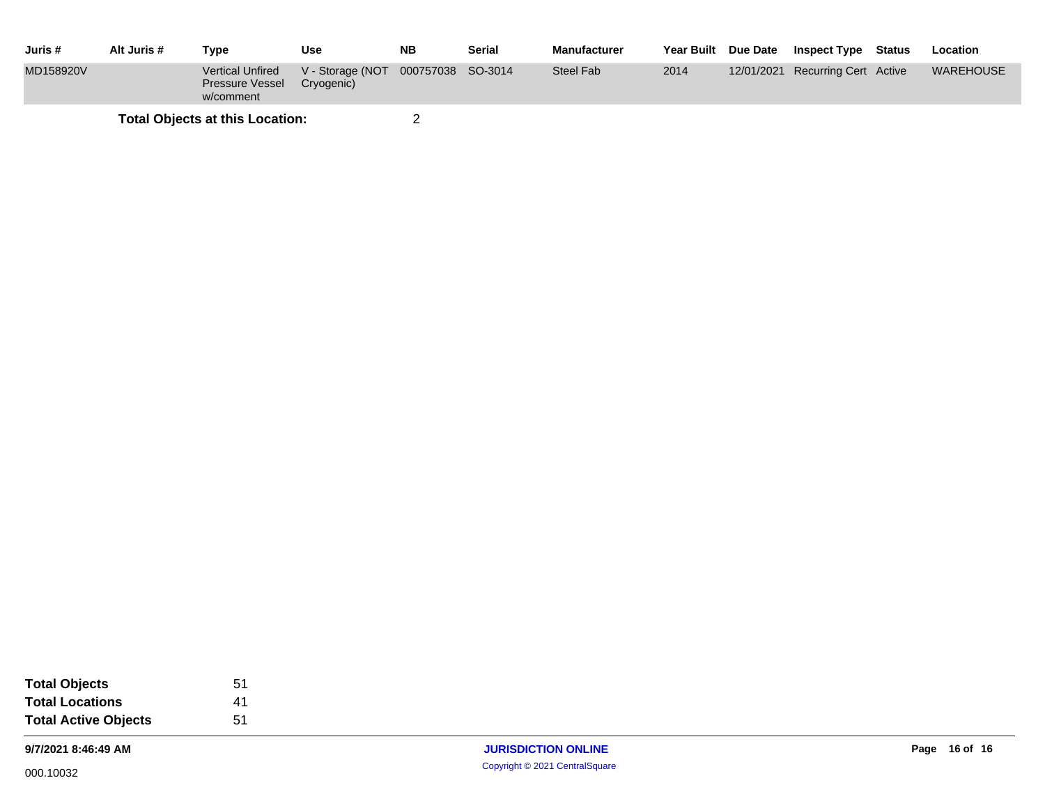| Juris # | Alt Juris # | Type | Use | NB | Serial | Manufacturer | Year Built | Due Date | Inspect Type | Status | Location |
|---|---|---|---|---|---|---|---|---|---|---|---|
| MD158920V | | Vertical Unfired Pressure Vessel w/comment | V - Storage (NOT Cryogenic) | 000757038 | SO-3014 | Steel Fab | 2014 | 12/01/2021 | Recurring Cert | Active | WAREHOUSE |

**Total Objects at this Location:** 2

| | |
|---|---|
| **Total Objects** | 51 |
| **Total Locations** | 41 |
| **Total Active Objects** | 51 |

**9/7/2021 8:46:49 AM**

000.10032

**JURISDICTION ONLINE**

Copyright © 2021 CentralSquare